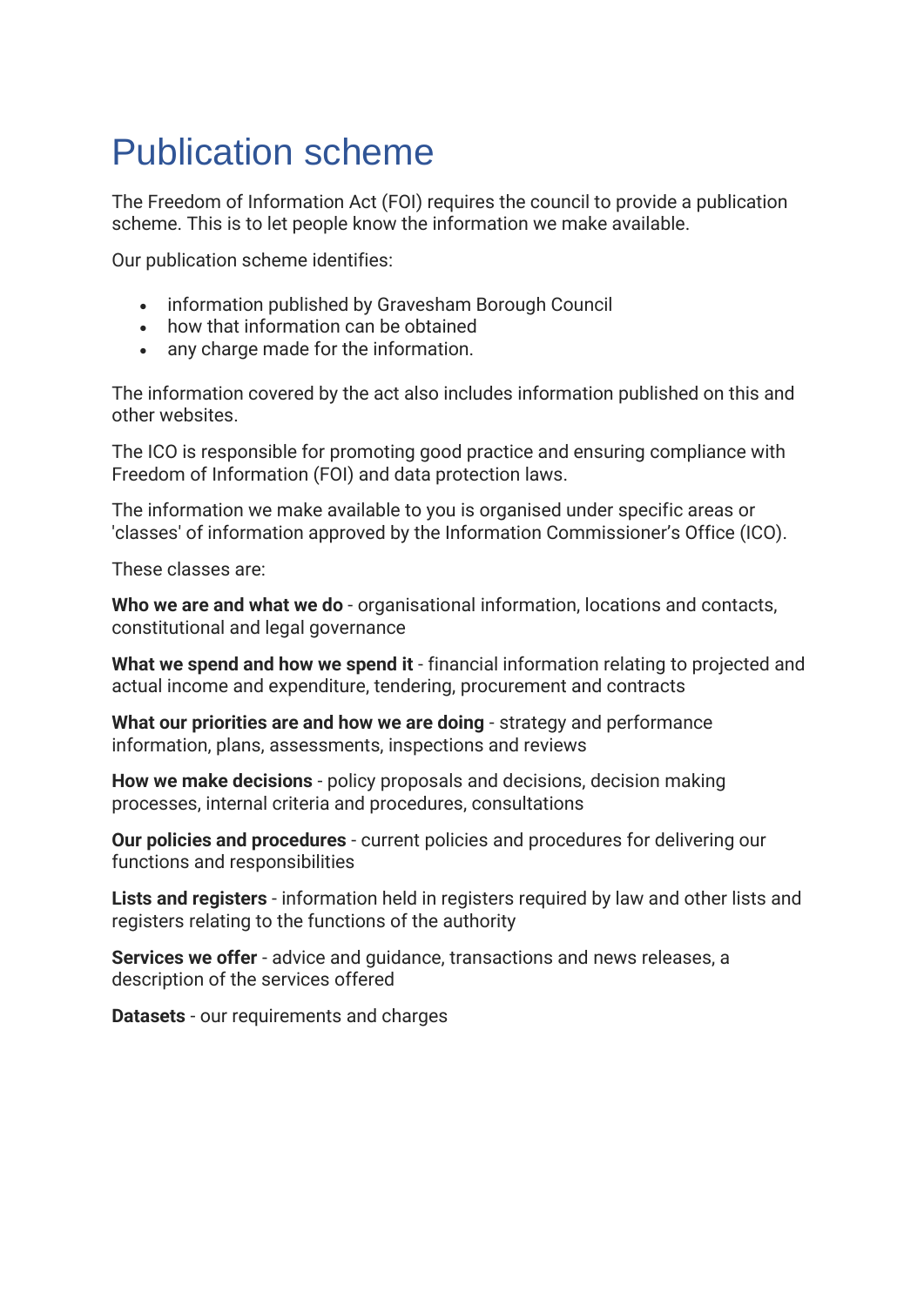# Publication scheme

The Freedom of Information Act (FOI) requires the council to provide a publication scheme. This is to let people know the information we make available.

Our publication scheme identifies:

- information published by Gravesham Borough Council
- how that information can be obtained
- any charge made for the information.

The information covered by the act also includes information published on this and other websites.

The ICO is responsible for promoting good practice and ensuring compliance with Freedom of Information (FOI) and data protection laws.

The information we make available to you is organised under specific areas or 'classes' of information approved by the Information Commissioner's Office (ICO).

These classes are:

**Who we are and what we do** - organisational information, locations and contacts, constitutional and legal governance

**What we spend and how we spend it** - financial information relating to projected and actual income and expenditure, tendering, procurement and contracts

**What our priorities are and how we are doing** - strategy and performance information, plans, assessments, inspections and reviews

**How we make decisions** - policy proposals and decisions, decision making processes, internal criteria and procedures, consultations

**Our policies and procedures** - current policies and procedures for delivering our functions and responsibilities

**Lists and registers** - information held in registers required by law and other lists and registers relating to the functions of the authority

**Services we offer** - advice and guidance, transactions and news releases, a description of the services offered

**Datasets** - our requirements and charges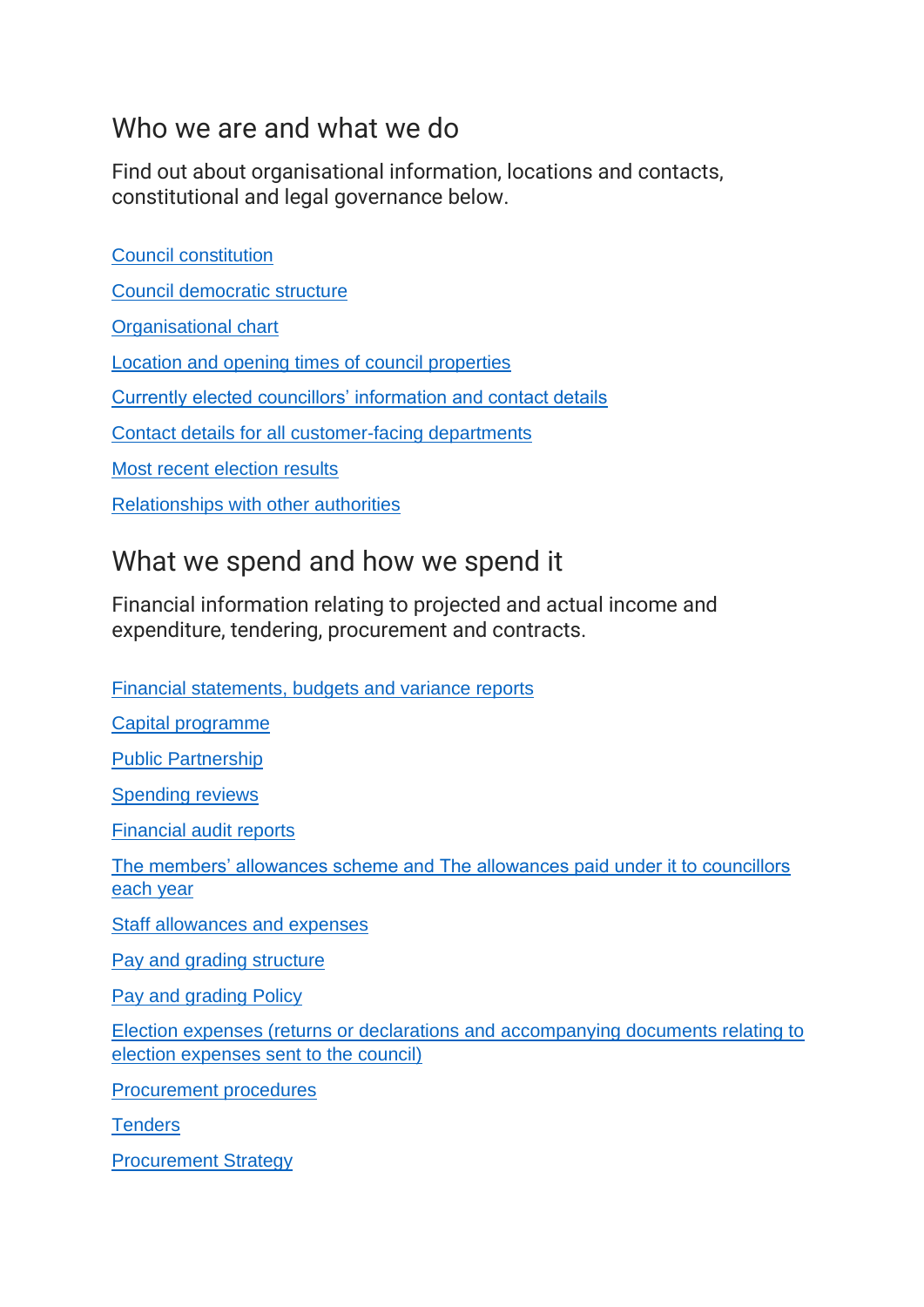## Who we are and what we do

Find out about organisational information, locations and contacts, constitutional and legal governance below.

Council constitution

Council democratic structure

Organisational chart

Location and opening times of council properties

Currently elected councillors' information and contact details

Contact details for all customer-facing departments

Most recent election results

Relationships with other authorities

## What we spend and how we spend it

Financial information relating to projected and actual income and expenditure, tendering, procurement and contracts.

Financial statements, budgets and variance reports

Capital programme

Public Partnership

Spending reviews

Financial audit reports

The members' allowances scheme and The allowances paid under it to councillors each year

Staff allowances and expenses

Pay and grading structure

Pay and grading Policy

Election expenses (returns or declarations and accompanying documents relating to election expenses sent to the council)

Procurement procedures

Tenders

Procurement Strategy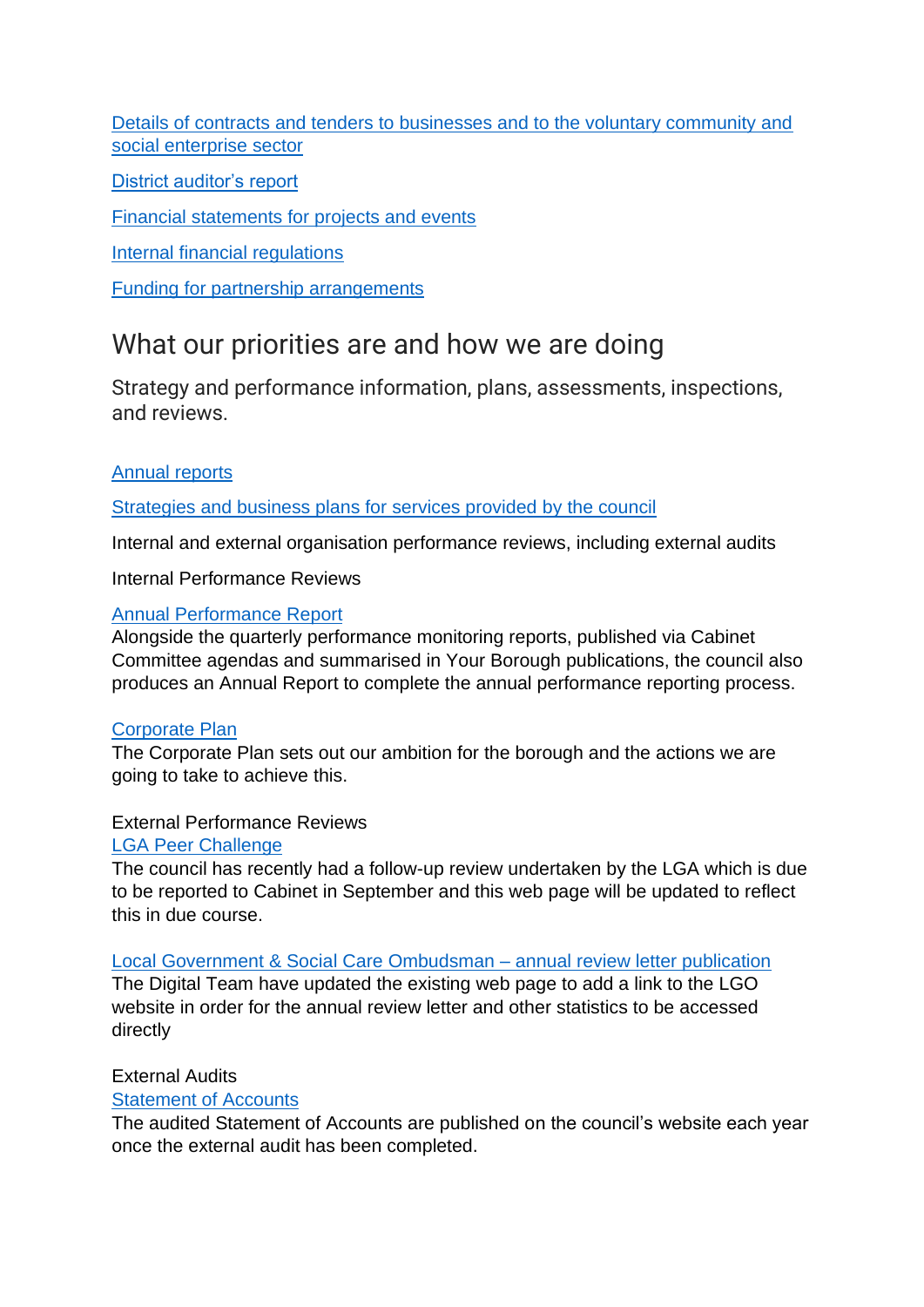Details of contracts and tenders to businesses and to the voluntary community and social enterprise sector

District auditor's report

Financial statements for projects and events

Internal financial regulations

Funding for partnership arrangements

## What our priorities are and how we are doing

Strategy and performance information, plans, assessments, inspections, and reviews.

Annual reports

Strategies and business plans for services provided by the council

Internal and external organisation performance reviews, including external audits

Internal Performance Reviews

Annual Performance Report
Alongside the quarterly performance monitoring reports, published via Cabinet Committee agendas and summarised in Your Borough publications, the council also produces an Annual Report to complete the annual performance reporting process.

Corporate Plan
The Corporate Plan sets out our ambition for the borough and the actions we are going to take to achieve this.

External Performance Reviews
LGA Peer Challenge
The council has recently had a follow-up review undertaken by the LGA which is due to be reported to Cabinet in September and this web page will be updated to reflect this in due course.

Local Government & Social Care Ombudsman – annual review letter publication
The Digital Team have updated the existing web page to add a link to the LGO website in order for the annual review letter and other statistics to be accessed directly

External Audits
Statement of Accounts
The audited Statement of Accounts are published on the council's website each year once the external audit has been completed.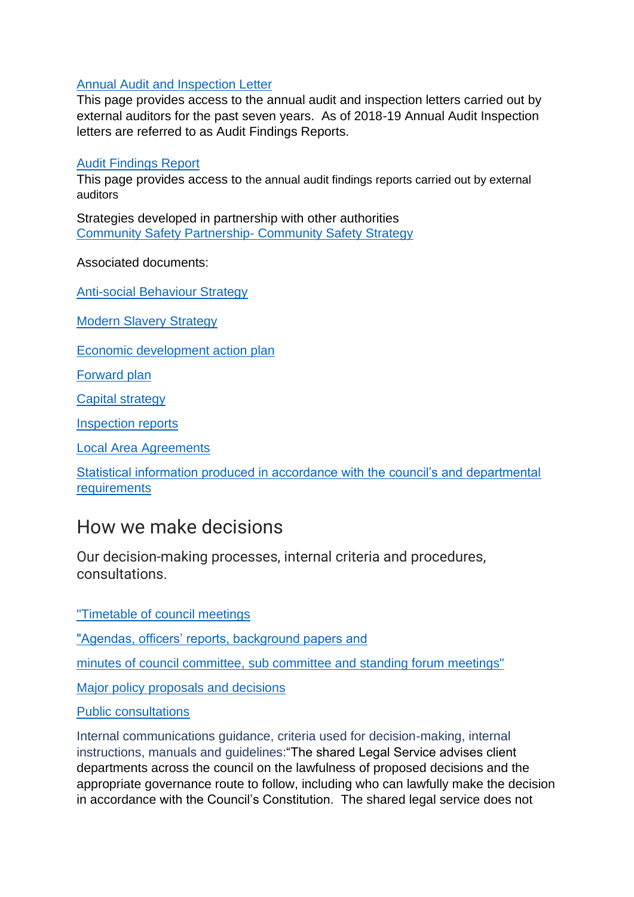Annual Audit and Inspection Letter
This page provides access to the annual audit and inspection letters carried out by external auditors for the past seven years. As of 2018-19 Annual Audit Inspection letters are referred to as Audit Findings Reports.

Audit Findings Report
This page provides access to the annual audit findings reports carried out by external auditors

Strategies developed in partnership with other authorities
Community Safety Partnership- Community Safety Strategy

Associated documents:

Anti-social Behaviour Strategy

Modern Slavery Strategy

Economic development action plan

Forward plan

Capital strategy

Inspection reports

Local Area Agreements

Statistical information produced in accordance with the council's and departmental requirements

## How we make decisions

Our decision-making processes, internal criteria and procedures, consultations.

"Timetable of council meetings

"Agendas, officers' reports, background papers and

minutes of council committee, sub committee and standing forum meetings"

Major policy proposals and decisions

Public consultations

Internal communications guidance, criteria used for decision-making, internal instructions, manuals and guidelines:"The shared Legal Service advises client departments across the council on the lawfulness of proposed decisions and the appropriate governance route to follow, including who can lawfully make the decision in accordance with the Council's Constitution. The shared legal service does not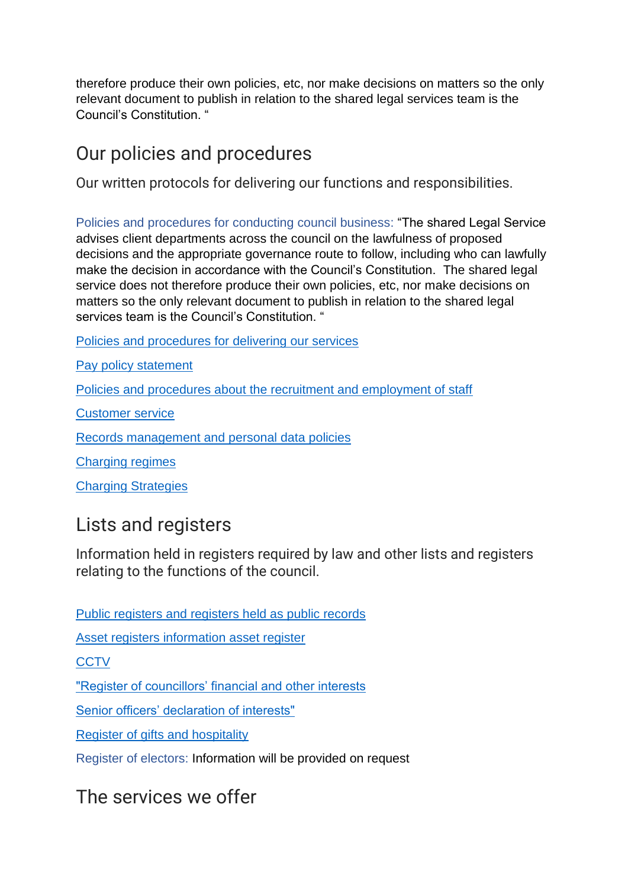therefore produce their own policies, etc, nor make decisions on matters so the only relevant document to publish in relation to the shared legal services team is the Council's Constitution. "

## Our policies and procedures

Our written protocols for delivering our functions and responsibilities.

Policies and procedures for conducting council business: "The shared Legal Service advises client departments across the council on the lawfulness of proposed decisions and the appropriate governance route to follow, including who can lawfully make the decision in accordance with the Council's Constitution. The shared legal service does not therefore produce their own policies, etc, nor make decisions on matters so the only relevant document to publish in relation to the shared legal services team is the Council's Constitution. "

Policies and procedures for delivering our services

Pay policy statement

Policies and procedures about the recruitment and employment of staff

Customer service

Records management and personal data policies

Charging regimes

Charging Strategies

## Lists and registers

Information held in registers required by law and other lists and registers relating to the functions of the council.

Public registers and registers held as public records

Asset registers information asset register

CCTV

"Register of councillors' financial and other interests

Senior officers' declaration of interests"

Register of gifts and hospitality

Register of electors: Information will be provided on request

## The services we offer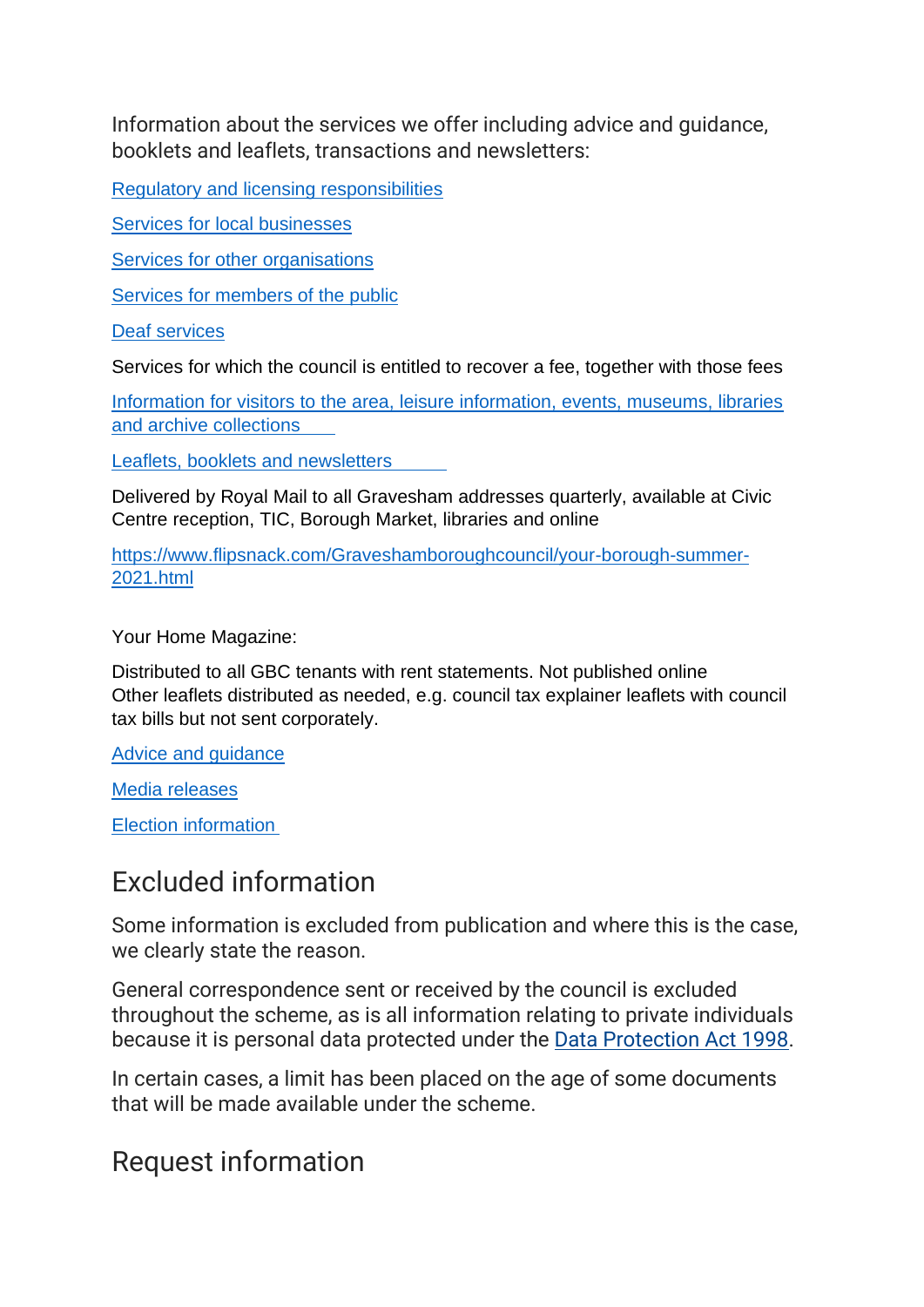Information about the services we offer including advice and guidance, booklets and leaflets, transactions and newsletters:

Regulatory and licensing responsibilities

Services for local businesses

Services for other organisations

Services for members of the public

Deaf services

Services for which the council is entitled to recover a fee, together with those fees

Information for visitors to the area, leisure information, events, museums, libraries and archive collections

Leaflets, booklets and newsletters

Delivered by Royal Mail to all Gravesham addresses quarterly, available at Civic Centre reception, TIC, Borough Market, libraries and online

https://www.flipsnack.com/Graveshamboroughcouncil/your-borough-summer-2021.html

Your Home Magazine:

Distributed to all GBC tenants with rent statements. Not published online
Other leaflets distributed as needed, e.g. council tax explainer leaflets with council tax bills but not sent corporately.

Advice and guidance

Media releases

Election information

## Excluded information

Some information is excluded from publication and where this is the case, we clearly state the reason.

General correspondence sent or received by the council is excluded throughout the scheme, as is all information relating to private individuals because it is personal data protected under the Data Protection Act 1998.

In certain cases, a limit has been placed on the age of some documents that will be made available under the scheme.

## Request information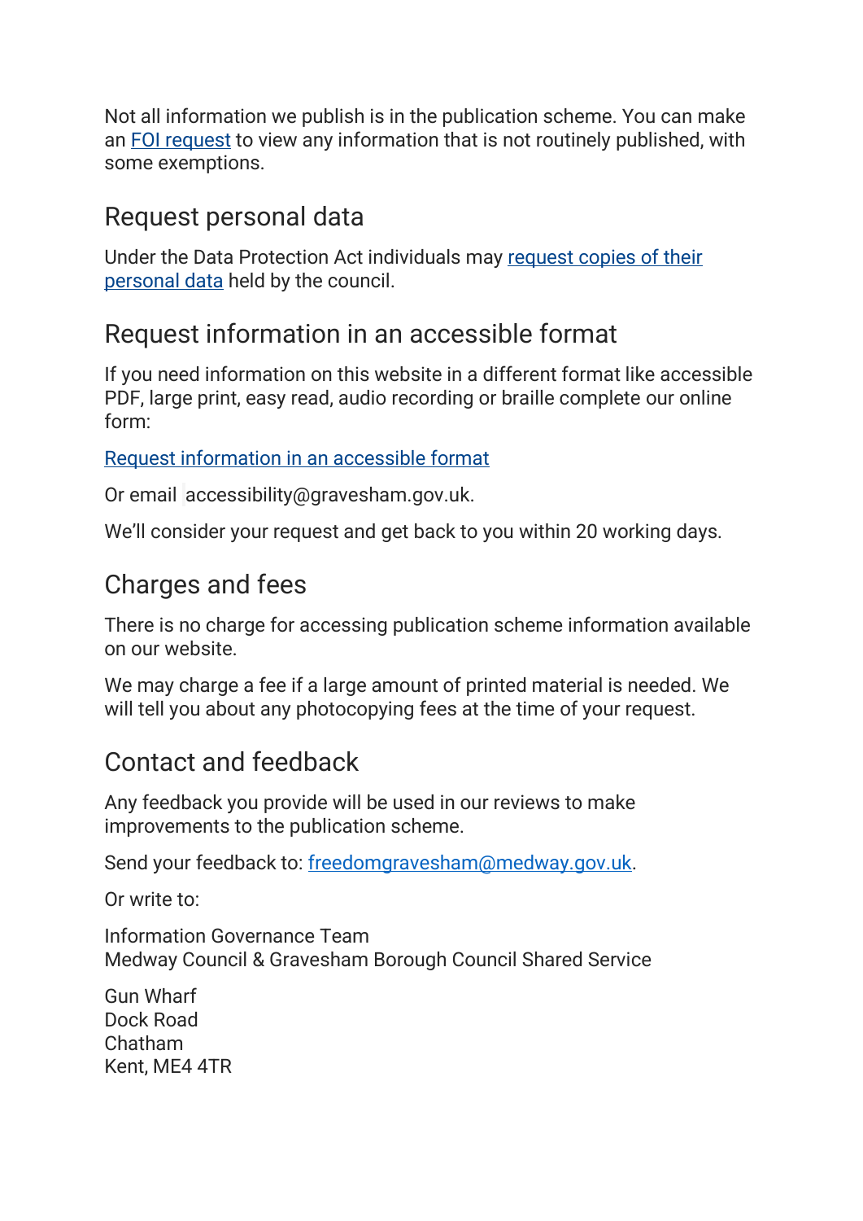Not all information we publish is in the publication scheme. You can make an FOI request to view any information that is not routinely published, with some exemptions.

## Request personal data

Under the Data Protection Act individuals may request copies of their personal data held by the council.

## Request information in an accessible format

If you need information on this website in a different format like accessible PDF, large print, easy read, audio recording or braille complete our online form:

Request information in an accessible format

Or email accessibility@gravesham.gov.uk.

We'll consider your request and get back to you within 20 working days.

## Charges and fees

There is no charge for accessing publication scheme information available on our website.

We may charge a fee if a large amount of printed material is needed. We will tell you about any photocopying fees at the time of your request.

## Contact and feedback

Any feedback you provide will be used in our reviews to make improvements to the publication scheme.

Send your feedback to: freedomgravesham@medway.gov.uk.

Or write to:

Information Governance Team
Medway Council & Gravesham Borough Council Shared Service

Gun Wharf
Dock Road
Chatham
Kent, ME4 4TR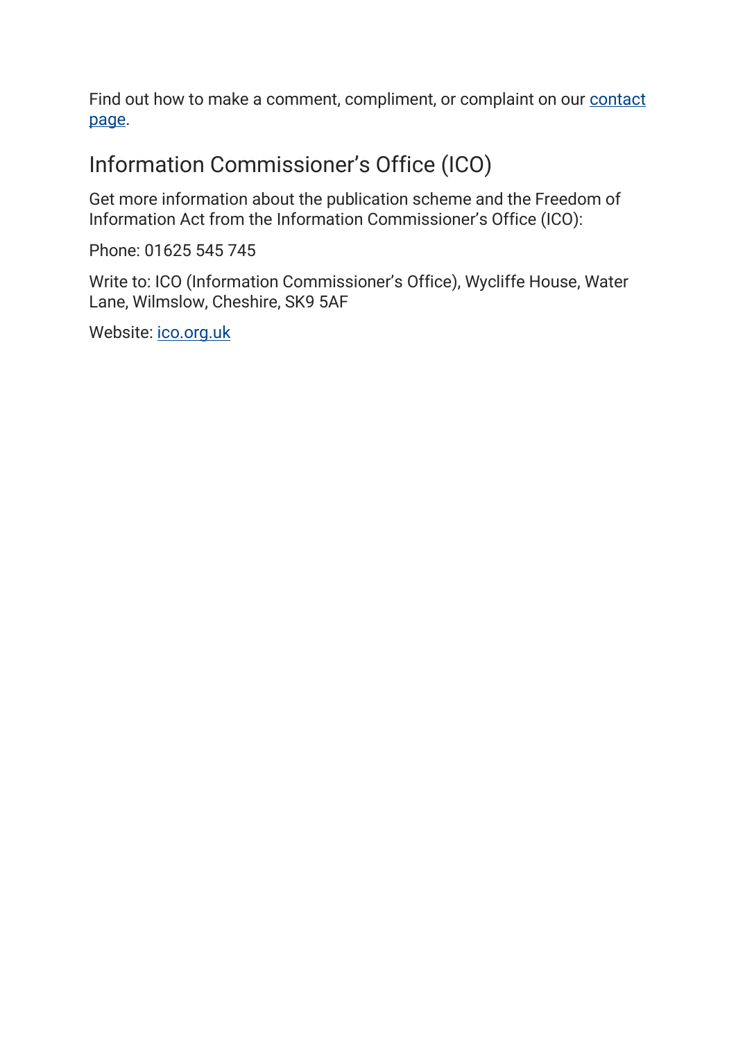Find out how to make a comment, compliment, or complaint on our contact page.

## Information Commissioner's Office (ICO)

Get more information about the publication scheme and the Freedom of Information Act from the Information Commissioner's Office (ICO):

Phone: 01625 545 745

Write to: ICO (Information Commissioner's Office), Wycliffe House, Water Lane, Wilmslow, Cheshire, SK9 5AF

Website: ico.org.uk